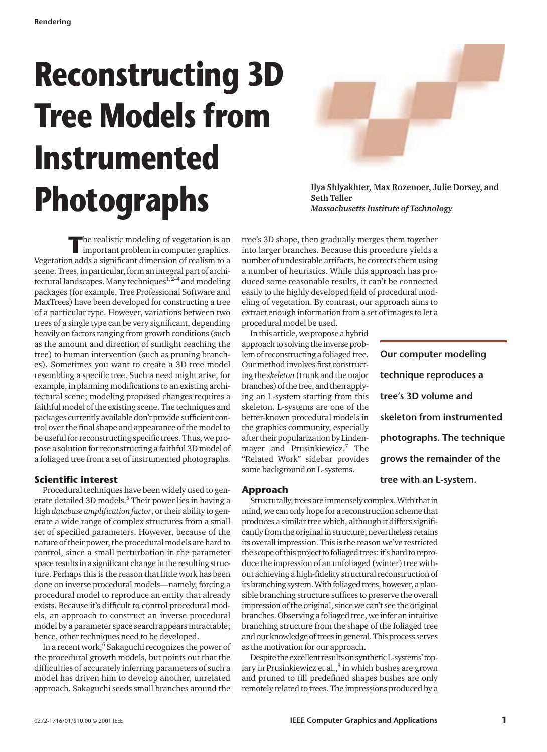# Reconstructing 3D Tree Models from Instrumented Photographs

**Ilya Shlyakhter, Max Rozenoer, Julie Dorsey, and Seth Teller**
*Massachusetts Institute of Technology*

**Our computer modeling technique reproduces a tree's 3D volume and skeleton from instrumented photographs. The technique grows the remainder of the tree with an L-system.**

The realistic modeling of vegetation is an important problem in computer graphics. Vegetation adds a significant dimension of realism to a scene. Trees, in particular, form an integral part of architectural landscapes. Many techniques[1, 2–4] and modeling packages (for example, Tree Professional Software and MaxTrees) have been developed for constructing a tree of a particular type. However, variations between two trees of a single type can be very significant, depending heavily on factors ranging from growth conditions (such as the amount and direction of sunlight reaching the tree) to human intervention (such as pruning branches). Sometimes you want to create a 3D tree model resembling a specific tree. Such a need might arise, for example, in planning modifications to an existing architectural scene; modeling proposed changes requires a faithful model of the existing scene. The techniques and packages currently available don't provide sufficient control over the final shape and appearance of the model to be useful for reconstructing specific trees. Thus, we propose a solution for reconstructing a faithful 3D model of a foliaged tree from a set of instrumented photographs.

## Scientific interest

Procedural techniques have been widely used to generate detailed 3D models.[5] Their power lies in having a high *database amplification factor*, or their ability to generate a wide range of complex structures from a small set of specified parameters. However, because of the nature of their power, the procedural models are hard to control, since a small perturbation in the parameter space results in a significant change in the resulting structure. Perhaps this is the reason that little work has been done on inverse procedural models—namely, forcing a procedural model to reproduce an entity that already exists. Because it's difficult to control procedural models, an approach to construct an inverse procedural model by a parameter space search appears intractable; hence, other techniques need to be developed.

In a recent work,[6] Sakaguchi recognizes the power of the procedural growth models, but points out that the difficulties of accurately inferring parameters of such a model has driven him to develop another, unrelated approach. Sakaguchi seeds small branches around the tree's 3D shape, then gradually merges them together into larger branches. Because this procedure yields a number of undesirable artifacts, he corrects them using a number of heuristics. While this approach has produced some reasonable results, it can't be connected easily to the highly developed field of procedural modeling of vegetation. By contrast, our approach aims to extract enough information from a set of images to let a procedural model be used.

In this article, we propose a hybrid approach to solving the inverse problem of reconstructing a foliaged tree. Our method involves first constructing the *skeleton* (trunk and the major branches) of the tree, and then applying an L-system starting from this skeleton. L-systems are one of the better-known procedural models in the graphics community, especially after their popularization by Lindenmayer and Prusinkiewicz.[7] The "Related Work" sidebar provides some background on L-systems.

## Approach

Structurally, trees are immensely complex. With that in mind, we can only hope for a reconstruction scheme that produces a similar tree which, although it differs significantly from the original in structure, nevertheless retains its overall impression. This is the reason we've restricted the scope of this project to foliaged trees: it's hard to reproduce the impression of an unfoliaged (winter) tree without achieving a high-fidelity structural reconstruction of its branching system. With foliaged trees, however, a plausible branching structure suffices to preserve the overall impression of the original, since we can't see the original branches. Observing a foliaged tree, we infer an intuitive branching structure from the shape of the foliaged tree and our knowledge of trees in general. This process serves as the motivation for our approach.

Despite the excellent results on synthetic L-systems' topiary in Prusinkiewicz et al.,[8] in which bushes are grown and pruned to fill predefined shapes bushes are only remotely related to trees. The impressions produced by a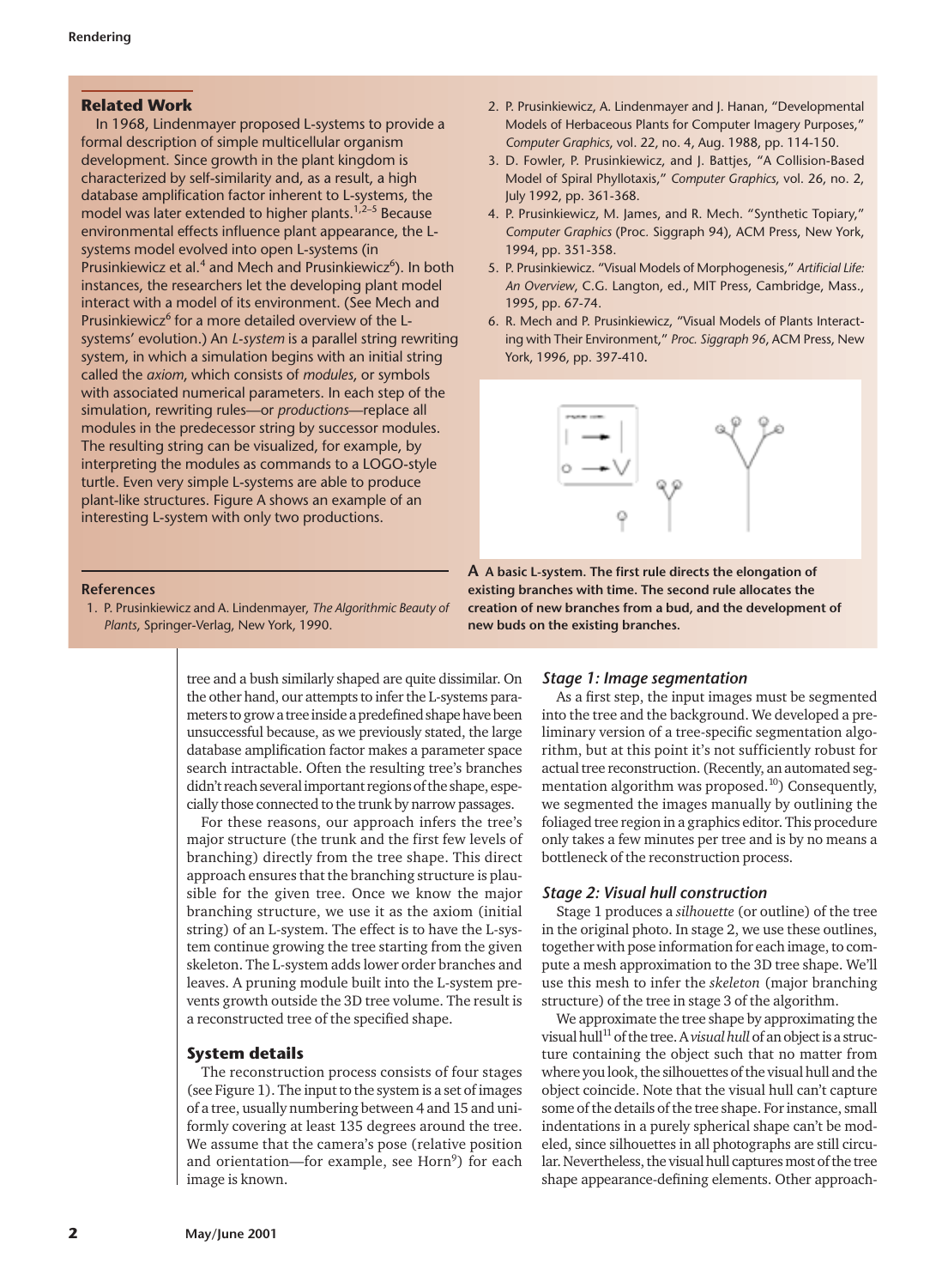## Related Work

In 1968, Lindenmayer proposed L-systems to provide a formal description of simple multicellular organism development. Since growth in the plant kingdom is characterized by self-similarity and, as a result, a high database amplification factor inherent to L-systems, the model was later extended to higher plants.[1,2–5] Because environmental effects influence plant appearance, the L-systems model evolved into open L-systems (in Prusinkiewicz et al.[4] and Mech and Prusinkiewicz[6]). In both instances, the researchers let the developing plant model interact with a model of its environment. (See Mech and Prusinkiewicz[6] for a more detailed overview of the L-systems' evolution.) An *L-system* is a parallel string rewriting system, in which a simulation begins with an initial string called the *axiom*, which consists of *modules*, or symbols with associated numerical parameters. In each step of the simulation, rewriting rules—or *productions*—replace all modules in the predecessor string by successor modules. The resulting string can be visualized, for example, by interpreting the modules as commands to a LOGO-style turtle. Even very simple L-systems are able to produce plant-like structures. Figure A shows an example of an interesting L-system with only two productions.

### References

1. P. Prusinkiewicz and A. Lindenmayer, *The Algorithmic Beauty of Plants*, Springer-Verlag, New York, 1990.
2. P. Prusinkiewicz, A. Lindenmayer and J. Hanan, "Developmental Models of Herbaceous Plants for Computer Imagery Purposes," *Computer Graphics*, vol. 22, no. 4, Aug. 1988, pp. 114-150.
3. D. Fowler, P. Prusinkiewicz, and J. Battjes, "A Collision-Based Model of Spiral Phyllotaxis," *Computer Graphics*, vol. 26, no. 2, July 1992, pp. 361-368.
4. P. Prusinkiewicz, M. James, and R. Mech. "Synthetic Topiary," *Computer Graphics* (Proc. Siggraph 94), ACM Press, New York, 1994, pp. 351-358.
5. P. Prusinkiewicz. "Visual Models of Morphogenesis," *Artificial Life: An Overview*, C.G. Langton, ed., MIT Press, Cambridge, Mass., 1995, pp. 67-74.
6. R. Mech and P. Prusinkiewicz, "Visual Models of Plants Interacting with Their Environment," *Proc. Siggraph 96*, ACM Press, New York, 1996, pp. 397-410.

**A A basic L-system. The first rule directs the elongation of existing branches with time. The second rule allocates the creation of new branches from a bud, and the development of new buds on the existing branches.**

tree and a bush similarly shaped are quite dissimilar. On the other hand, our attempts to infer the L-systems parameters to grow a tree inside a predefined shape have been unsuccessful because, as we previously stated, the large database amplification factor makes a parameter space search intractable. Often the resulting tree's branches didn't reach several important regions of the shape, especially those connected to the trunk by narrow passages.

For these reasons, our approach infers the tree's major structure (the trunk and the first few levels of branching) directly from the tree shape. This direct approach ensures that the branching structure is plausible for the given tree. Once we know the major branching structure, we use it as the axiom (initial string) of an L-system. The effect is to have the L-system continue growing the tree starting from the given skeleton. The L-system adds lower order branches and leaves. A pruning module built into the L-system prevents growth outside the 3D tree volume. The result is a reconstructed tree of the specified shape.

## System details

The reconstruction process consists of four stages (see Figure 1). The input to the system is a set of images of a tree, usually numbering between 4 and 15 and uniformly covering at least 135 degrees around the tree. We assume that the camera's pose (relative position and orientation—for example, see Horn[9]) for each image is known.

### *Stage 1: Image segmentation*

As a first step, the input images must be segmented into the tree and the background. We developed a preliminary version of a tree-specific segmentation algorithm, but at this point it's not sufficiently robust for actual tree reconstruction. (Recently, an automated segmentation algorithm was proposed.[10]) Consequently, we segmented the images manually by outlining the foliaged tree region in a graphics editor. This procedure only takes a few minutes per tree and is by no means a bottleneck of the reconstruction process.

### *Stage 2: Visual hull construction*

Stage 1 produces a *silhouette* (or outline) of the tree in the original photo. In stage 2, we use these outlines, together with pose information for each image, to compute a mesh approximation to the 3D tree shape. We'll use this mesh to infer the *skeleton* (major branching structure) of the tree in stage 3 of the algorithm.

We approximate the tree shape by approximating the visual hull[11] of the tree. A *visual hull* of an object is a structure containing the object such that no matter from where you look, the silhouettes of the visual hull and the object coincide. Note that the visual hull can't capture some of the details of the tree shape. For instance, small indentations in a purely spherical shape can't be modeled, since silhouettes in all photographs are still circular. Nevertheless, the visual hull captures most of the tree shape appearance-defining elements. Other approach-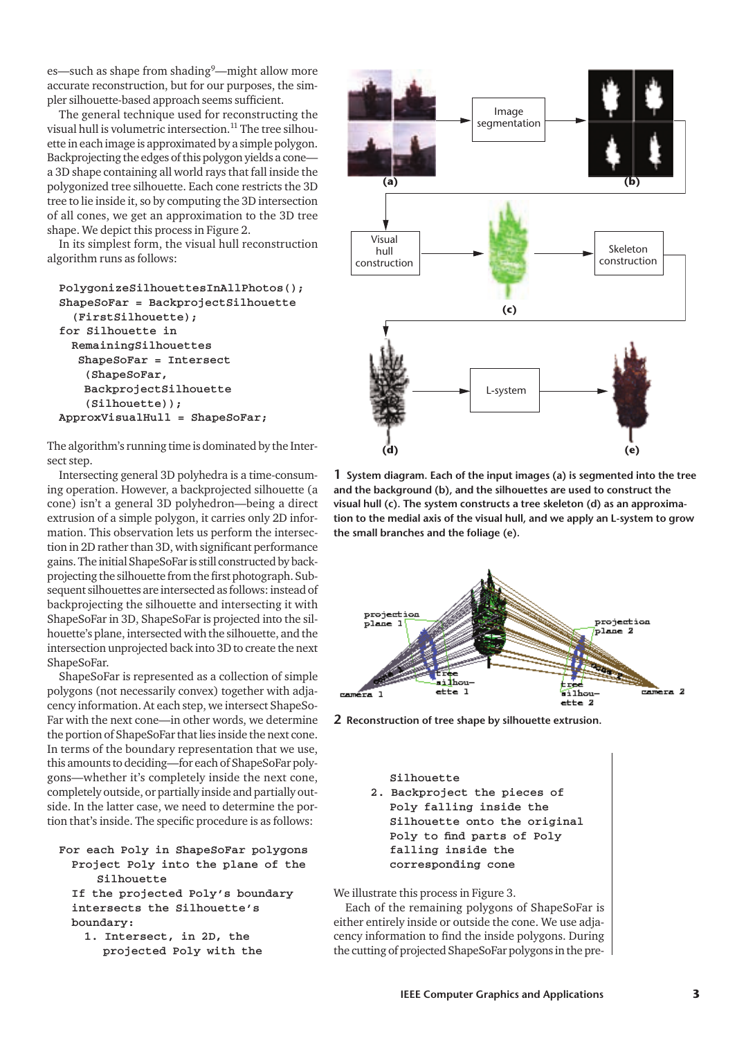es—such as shape from shading[9]—might allow more accurate reconstruction, but for our purposes, the simpler silhouette-based approach seems sufficient.

The general technique used for reconstructing the visual hull is volumetric intersection.[11] The tree silhouette in each image is approximated by a simple polygon. Backprojecting the edges of this polygon yields a cone—a 3D shape containing all world rays that fall inside the polygonized tree silhouette. Each cone restricts the 3D tree to lie inside it, so by computing the 3D intersection of all cones, we get an approximation to the 3D tree shape. We depict this process in Figure 2.

In its simplest form, the visual hull reconstruction algorithm runs as follows:

```
PolygonizeSilhouettesInAllPhotos();
ShapeSoFar = BackprojectSilhouette
  (FirstSilhouette);
for Silhouette in
  RemainingSilhouettes
   ShapeSoFar = Intersect
    (ShapeSoFar,
    BackprojectSilhouette
    (Silhouette));
ApproxVisualHull = ShapeSoFar;
```

The algorithm's running time is dominated by the Intersect step.

Intersecting general 3D polyhedra is a time-consuming operation. However, a backprojected silhouette (a cone) isn't a general 3D polyhedron—being a direct extrusion of a simple polygon, it carries only 2D information. This observation lets us perform the intersection in 2D rather than 3D, with significant performance gains. The initial ShapeSoFar is still constructed by backprojecting the silhouette from the first photograph. Subsequent silhouettes are intersected as follows: instead of backprojecting the silhouette and intersecting it with ShapeSoFar in 3D, ShapeSoFar is projected into the silhouette's plane, intersected with the silhouette, and the intersection unprojected back into 3D to create the next ShapeSoFar.

ShapeSoFar is represented as a collection of simple polygons (not necessarily convex) together with adjacency information. At each step, we intersect ShapeSoFar with the next cone—in other words, we determine the portion of ShapeSoFar that lies inside the next cone. In terms of the boundary representation that we use, this amounts to deciding—for each of ShapeSoFar polygons—whether it's completely inside the next cone, completely outside, or partially inside and partially outside. In the latter case, we need to determine the portion that's inside. The specific procedure is as follows:

```
For each Poly in ShapeSoFar polygons
  Project Poly into the plane of the
      Silhouette
  If the projected Poly's boundary
  intersects the Silhouette's
  boundary:
    1. Intersect, in 2D, the
       projected Poly with the
       Silhouette
    2. Backproject the pieces of
       Poly falling inside the
       Silhouette onto the original
       Poly to find parts of Poly
       falling inside the
       corresponding cone
```

We illustrate this process in Figure 3.

Each of the remaining polygons of ShapeSoFar is either entirely inside or outside the cone. We use adjacency information to find the inside polygons. During the cutting of projected ShapeSoFar polygons in the pre-

**1 System diagram. Each of the input images (a) is segmented into the tree and the background (b), and the silhouettes are used to construct the visual hull (c). The system constructs a tree skeleton (d) as an approximation to the medial axis of the visual hull, and we apply an L-system to grow the small branches and the foliage (e).**

**2 Reconstruction of tree shape by silhouette extrusion.**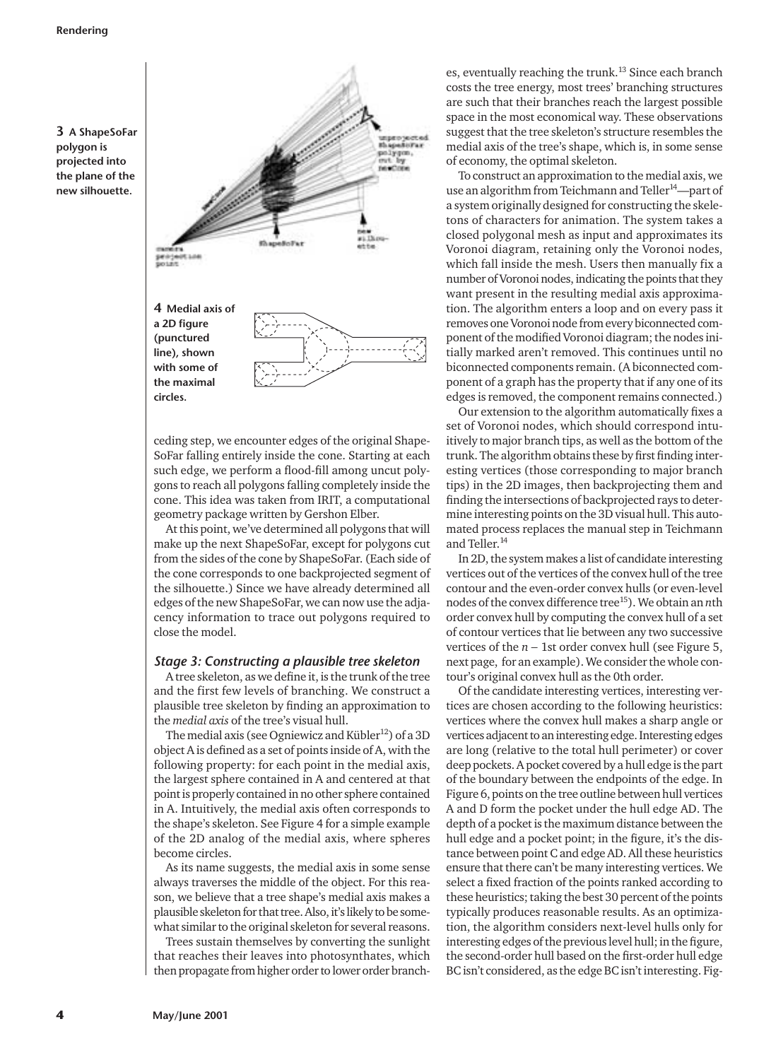**3 A ShapeSoFar polygon is projected into the plane of the new silhouette.**

**4 Medial axis of a 2D figure (punctured line), shown with some of the maximal circles.**

ceding step, we encounter edges of the original ShapeSoFar falling entirely inside the cone. Starting at each such edge, we perform a flood-fill among uncut polygons to reach all polygons falling completely inside the cone. This idea was taken from IRIT, a computational geometry package written by Gershon Elber.

At this point, we've determined all polygons that will make up the next ShapeSoFar, except for polygons cut from the sides of the cone by ShapeSoFar. (Each side of the cone corresponds to one backprojected segment of the silhouette.) Since we have already determined all edges of the new ShapeSoFar, we can now use the adjacency information to trace out polygons required to close the model.

### *Stage 3: Constructing a plausible tree skeleton*

A tree skeleton, as we define it, is the trunk of the tree and the first few levels of branching. We construct a plausible tree skeleton by finding an approximation to the *medial axis* of the tree's visual hull.

The medial axis (see Ogniewicz and Kübler[12]) of a 3D object A is defined as a set of points inside of A, with the following property: for each point in the medial axis, the largest sphere contained in A and centered at that point is properly contained in no other sphere contained in A. Intuitively, the medial axis often corresponds to the shape's skeleton. See Figure 4 for a simple example of the 2D analog of the medial axis, where spheres become circles.

As its name suggests, the medial axis in some sense always traverses the middle of the object. For this reason, we believe that a tree shape's medial axis makes a plausible skeleton for that tree. Also, it's likely to be somewhat similar to the original skeleton for several reasons.

Trees sustain themselves by converting the sunlight that reaches their leaves into photosynthates, which then propagate from higher order to lower order branches, eventually reaching the trunk.[13] Since each branch costs the tree energy, most trees' branching structures are such that their branches reach the largest possible space in the most economical way. These observations suggest that the tree skeleton's structure resembles the medial axis of the tree's shape, which is, in some sense of economy, the optimal skeleton.

To construct an approximation to the medial axis, we use an algorithm from Teichmann and Teller[14]—part of a system originally designed for constructing the skeletons of characters for animation. The system takes a closed polygonal mesh as input and approximates its Voronoi diagram, retaining only the Voronoi nodes, which fall inside the mesh. Users then manually fix a number of Voronoi nodes, indicating the points that they want present in the resulting medial axis approximation. The algorithm enters a loop and on every pass it removes one Voronoi node from every biconnected component of the modified Voronoi diagram; the nodes initially marked aren't removed. This continues until no biconnected components remain. (A biconnected component of a graph has the property that if any one of its edges is removed, the component remains connected.)

Our extension to the algorithm automatically fixes a set of Voronoi nodes, which should correspond intuitively to major branch tips, as well as the bottom of the trunk. The algorithm obtains these by first finding interesting vertices (those corresponding to major branch tips) in the 2D images, then backprojecting them and finding the intersections of backprojected rays to determine interesting points on the 3D visual hull. This automated process replaces the manual step in Teichmann and Teller.[14]

In 2D, the system makes a list of candidate interesting vertices out of the vertices of the convex hull of the tree contour and the even-order convex hulls (or even-level nodes of the convex difference tree[15]). We obtain an $n$th order convex hull by computing the convex hull of a set of contour vertices that lie between any two successive vertices of the $n - 1$st order convex hull (see Figure 5, next page, for an example). We consider the whole contour's original convex hull as the 0th order.

Of the candidate interesting vertices, interesting vertices are chosen according to the following heuristics: vertices where the convex hull makes a sharp angle or vertices adjacent to an interesting edge. Interesting edges are long (relative to the total hull perimeter) or cover deep pockets. A pocket covered by a hull edge is the part of the boundary between the endpoints of the edge. In Figure 6, points on the tree outline between hull vertices A and D form the pocket under the hull edge AD. The depth of a pocket is the maximum distance between the hull edge and a pocket point; in the figure, it's the distance between point C and edge AD. All these heuristics ensure that there can't be many interesting vertices. We select a fixed fraction of the points ranked according to these heuristics; taking the best 30 percent of the points typically produces reasonable results. As an optimization, the algorithm considers next-level hulls only for interesting edges of the previous level hull; in the figure, the second-order hull based on the first-order hull edge BC isn't considered, as the edge BC isn't interesting. Fig-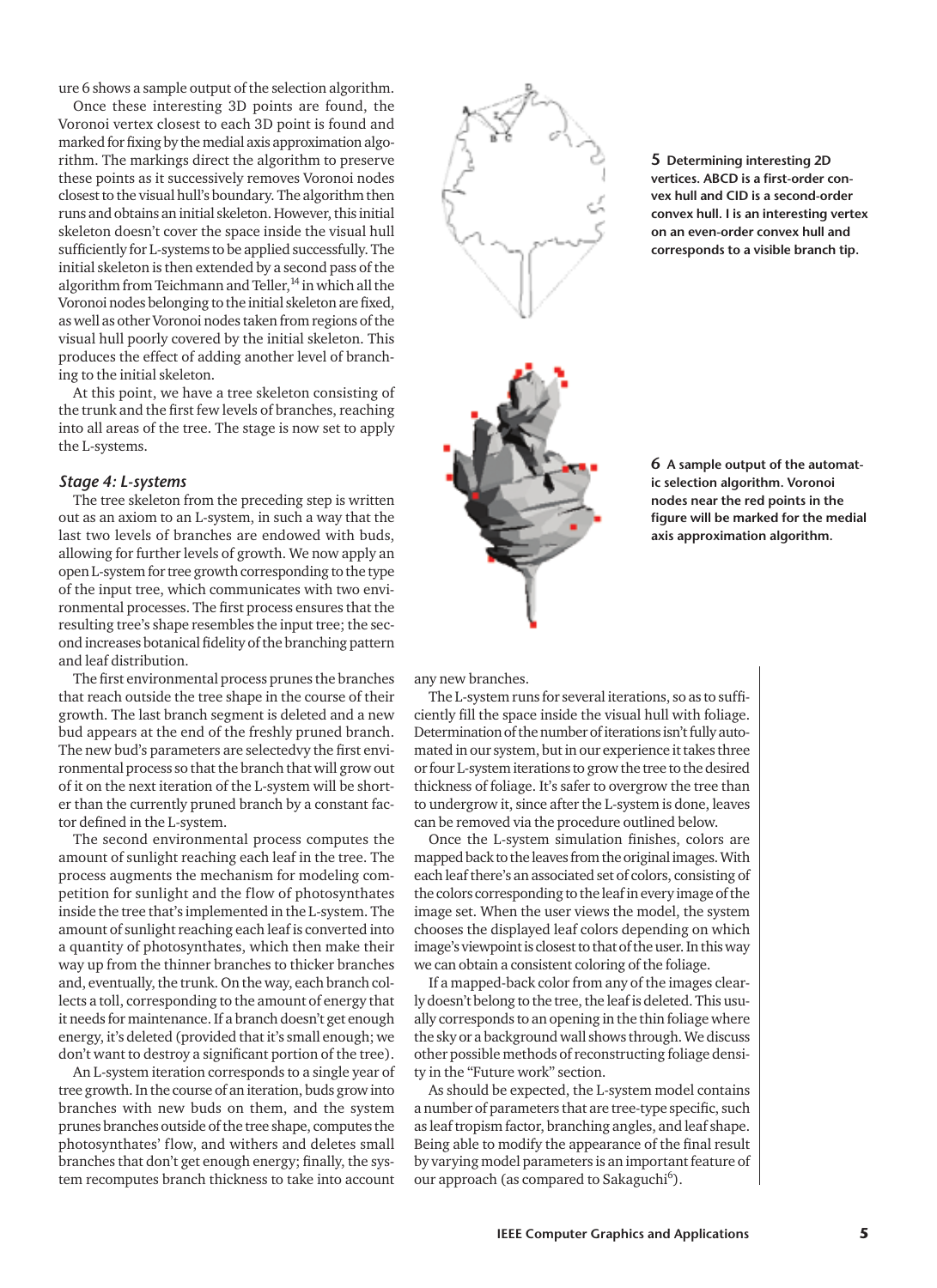ure 6 shows a sample output of the selection algorithm.

Once these interesting 3D points are found, the Voronoi vertex closest to each 3D point is found and marked for fixing by the medial axis approximation algorithm. The markings direct the algorithm to preserve these points as it successively removes Voronoi nodes closest to the visual hull's boundary. The algorithm then runs and obtains an initial skeleton. However, this initial skeleton doesn't cover the space inside the visual hull sufficiently for L-systems to be applied successfully. The initial skeleton is then extended by a second pass of the algorithm from Teichmann and Teller,[14] in which all the Voronoi nodes belonging to the initial skeleton are fixed, as well as other Voronoi nodes taken from regions of the visual hull poorly covered by the initial skeleton. This produces the effect of adding another level of branching to the initial skeleton.

At this point, we have a tree skeleton consisting of the trunk and the first few levels of branches, reaching into all areas of the tree. The stage is now set to apply the L-systems.

### *Stage 4: L-systems*

The tree skeleton from the preceding step is written out as an axiom to an L-system, in such a way that the last two levels of branches are endowed with buds, allowing for further levels of growth. We now apply an open L-system for tree growth corresponding to the type of the input tree, which communicates with two environmental processes. The first process ensures that the resulting tree's shape resembles the input tree; the second increases botanical fidelity of the branching pattern and leaf distribution.

The first environmental process prunes the branches that reach outside the tree shape in the course of their growth. The last branch segment is deleted and a new bud appears at the end of the freshly pruned branch. The new bud's parameters are selectedvy the first environmental process so that the branch that will grow out of it on the next iteration of the L-system will be shorter than the currently pruned branch by a constant factor defined in the L-system.

The second environmental process computes the amount of sunlight reaching each leaf in the tree. The process augments the mechanism for modeling competition for sunlight and the flow of photosynthates inside the tree that's implemented in the L-system. The amount of sunlight reaching each leaf is converted into a quantity of photosynthates, which then make their way up from the thinner branches to thicker branches and, eventually, the trunk. On the way, each branch collects a toll, corresponding to the amount of energy that it needs for maintenance. If a branch doesn't get enough energy, it's deleted (provided that it's small enough; we don't want to destroy a significant portion of the tree).

An L-system iteration corresponds to a single year of tree growth. In the course of an iteration, buds grow into branches with new buds on them, and the system prunes branches outside of the tree shape, computes the photosynthates' flow, and withers and deletes small branches that don't get enough energy; finally, the system recomputes branch thickness to take into account any new branches.

The L-system runs for several iterations, so as to sufficiently fill the space inside the visual hull with foliage. Determination of the number of iterations isn't fully automated in our system, but in our experience it takes three or four L-system iterations to grow the tree to the desired thickness of foliage. It's safer to overgrow the tree than to undergrow it, since after the L-system is done, leaves can be removed via the procedure outlined below.

Once the L-system simulation finishes, colors are mapped back to the leaves from the original images. With each leaf there's an associated set of colors, consisting of the colors corresponding to the leaf in every image of the image set. When the user views the model, the system chooses the displayed leaf colors depending on which image's viewpoint is closest to that of the user. In this way we can obtain a consistent coloring of the foliage.

If a mapped-back color from any of the images clearly doesn't belong to the tree, the leaf is deleted. This usually corresponds to an opening in the thin foliage where the sky or a background wall shows through. We discuss other possible methods of reconstructing foliage density in the "Future work" section.

As should be expected, the L-system model contains a number of parameters that are tree-type specific, such as leaf tropism factor, branching angles, and leaf shape. Being able to modify the appearance of the final result by varying model parameters is an important feature of our approach (as compared to Sakaguchi[6]).

**5 Determining interesting 2D vertices. ABCD is a first-order convex hull and CID is a second-order convex hull. I is an interesting vertex on an even-order convex hull and corresponds to a visible branch tip.**

**6 A sample output of the automatic selection algorithm. Voronoi nodes near the red points in the figure will be marked for the medial axis approximation algorithm.**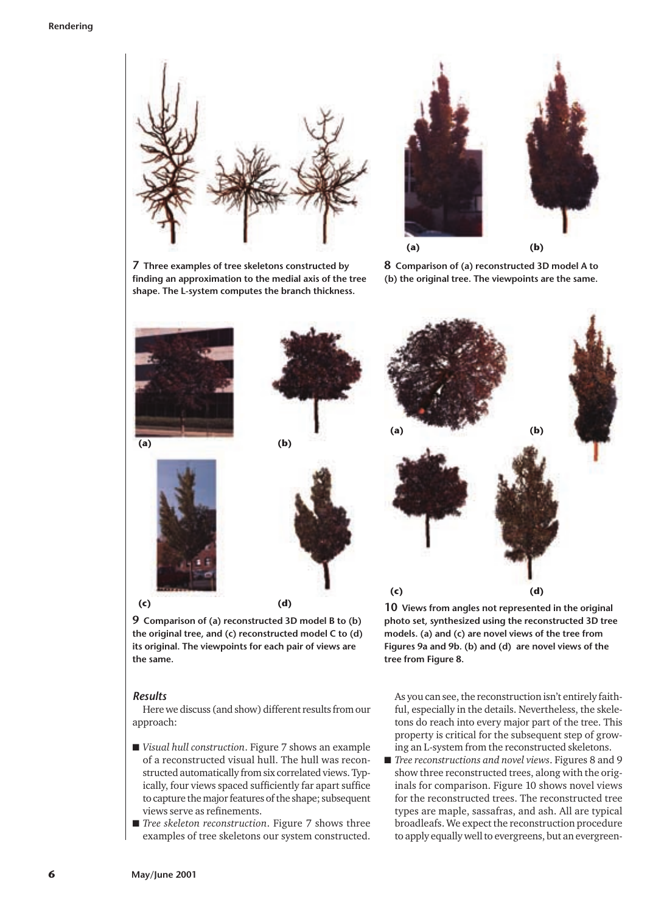**7** Three examples of tree skeletons constructed by finding an approximation to the medial axis of the tree shape. The L-system computes the branch thickness.

**8** Comparison of (a) reconstructed 3D model A to (b) the original tree. The viewpoints are the same.

**9** Comparison of (a) reconstructed 3D model B to (b) the original tree, and (c) reconstructed model C to (d) its original. The viewpoints for each pair of views are the same.

**10** Views from angles not represented in the original photo set, synthesized using the reconstructed 3D tree models. (a) and (c) are novel views of the tree from Figures 9a and 9b. (b) and (d) are novel views of the tree from Figure 8.

### *Results*

Here we discuss (and show) different results from our approach:

- *Visual hull construction*. Figure 7 shows an example of a reconstructed visual hull. The hull was reconstructed automatically from six correlated views. Typically, four views spaced sufficiently far apart suffice to capture the major features of the shape; subsequent views serve as refinements.
- *Tree skeleton reconstruction*. Figure 7 shows three examples of tree skeletons our system constructed. As you can see, the reconstruction isn't entirely faithful, especially in the details. Nevertheless, the skeletons do reach into every major part of the tree. This property is critical for the subsequent step of growing an L-system from the reconstructed skeletons.
- *Tree reconstructions and novel views*. Figures 8 and 9 show three reconstructed trees, along with the originals for comparison. Figure 10 shows novel views for the reconstructed trees. The reconstructed tree types are maple, sassafras, and ash. All are typical broadleafs. We expect the reconstruction procedure to apply equally well to evergreens, but an evergreen-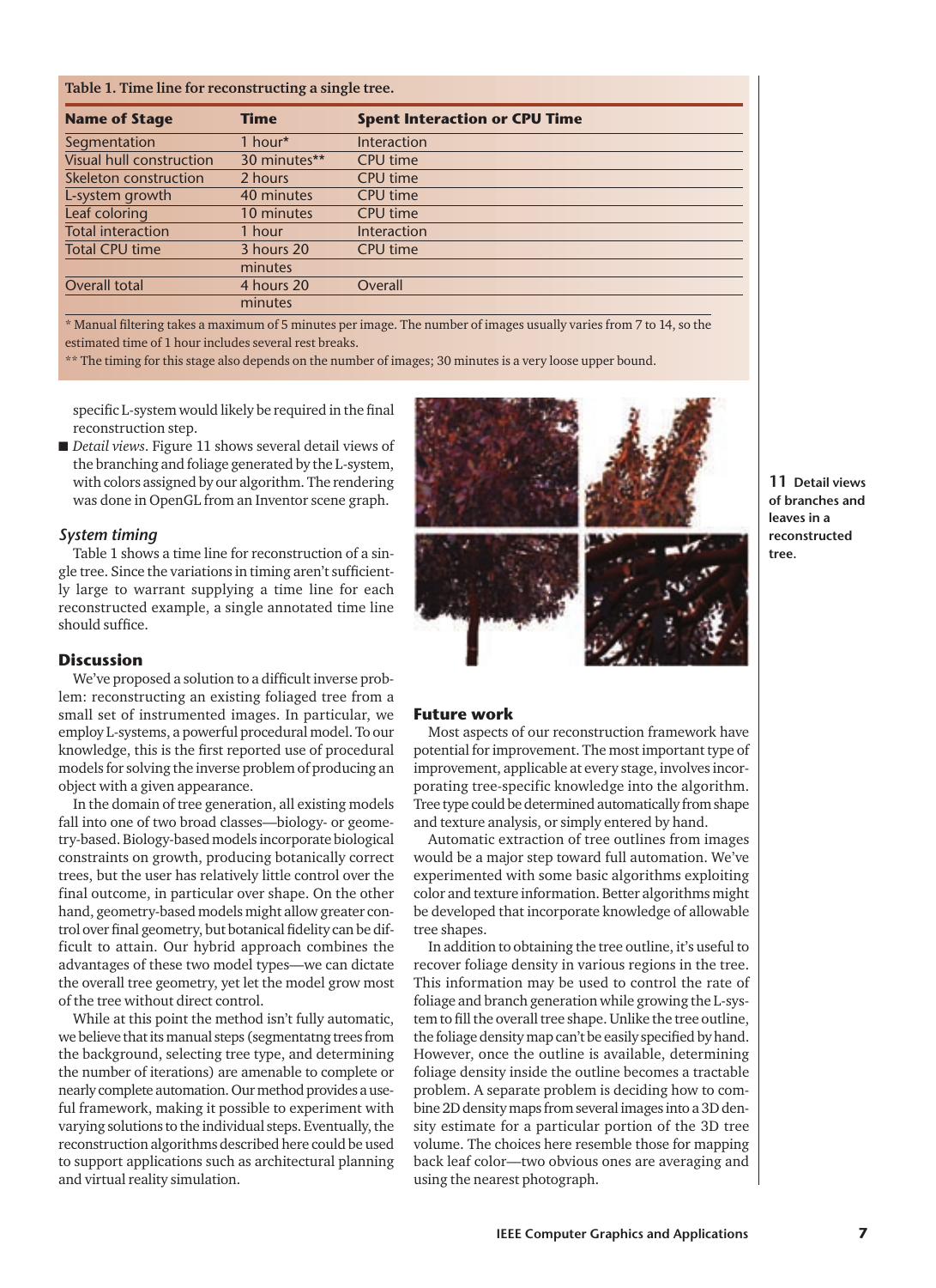**Table 1. Time line for reconstructing a single tree.**

| Name of Stage | Time | Spent Interaction or CPU Time |
|---|---|---|
| Segmentation | 1 hour* | Interaction |
| Visual hull construction | 30 minutes** | CPU time |
| Skeleton construction | 2 hours | CPU time |
| L-system growth | 40 minutes | CPU time |
| Leaf coloring | 10 minutes | CPU time |
| Total interaction | 1 hour | Interaction |
| Total CPU time | 3 hours 20 minutes | CPU time |
| Overall total | 4 hours 20 minutes | Overall |

\* Manual filtering takes a maximum of 5 minutes per image. The number of images usually varies from 7 to 14, so the estimated time of 1 hour includes several rest breaks.

\*\* The timing for this stage also depends on the number of images; 30 minutes is a very loose upper bound.

specific L-system would likely be required in the final reconstruction step.

- *Detail views*. Figure 11 shows several detail views of the branching and foliage generated by the L-system, with colors assigned by our algorithm. The rendering was done in OpenGL from an Inventor scene graph.

### System timing

Table 1 shows a time line for reconstruction of a single tree. Since the variations in timing aren't sufficiently large to warrant supplying a time line for each reconstructed example, a single annotated time line should suffice.

## Discussion

We've proposed a solution to a difficult inverse problem: reconstructing an existing foliaged tree from a small set of instrumented images. In particular, we employ L-systems, a powerful procedural model. To our knowledge, this is the first reported use of procedural models for solving the inverse problem of producing an object with a given appearance.

In the domain of tree generation, all existing models fall into one of two broad classes—biology- or geometry-based. Biology-based models incorporate biological constraints on growth, producing botanically correct trees, but the user has relatively little control over the final outcome, in particular over shape. On the other hand, geometry-based models might allow greater control over final geometry, but botanical fidelity can be difficult to attain. Our hybrid approach combines the advantages of these two model types—we can dictate the overall tree geometry, yet let the model grow most of the tree without direct control.

While at this point the method isn't fully automatic, we believe that its manual steps (segmentatng trees from the background, selecting tree type, and determining the number of iterations) are amenable to complete or nearly complete automation. Our method provides a useful framework, making it possible to experiment with varying solutions to the individual steps. Eventually, the reconstruction algorithms described here could be used to support applications such as architectural planning and virtual reality simulation.

**11** Detail views of branches and leaves in a reconstructed tree.

## Future work

Most aspects of our reconstruction framework have potential for improvement. The most important type of improvement, applicable at every stage, involves incorporating tree-specific knowledge into the algorithm. Tree type could be determined automatically from shape and texture analysis, or simply entered by hand.

Automatic extraction of tree outlines from images would be a major step toward full automation. We've experimented with some basic algorithms exploiting color and texture information. Better algorithms might be developed that incorporate knowledge of allowable tree shapes.

In addition to obtaining the tree outline, it's useful to recover foliage density in various regions in the tree. This information may be used to control the rate of foliage and branch generation while growing the L-system to fill the overall tree shape. Unlike the tree outline, the foliage density map can't be easily specified by hand. However, once the outline is available, determining foliage density inside the outline becomes a tractable problem. A separate problem is deciding how to combine 2D density maps from several images into a 3D density estimate for a particular portion of the 3D tree volume. The choices here resemble those for mapping back leaf color—two obvious ones are averaging and using the nearest photograph.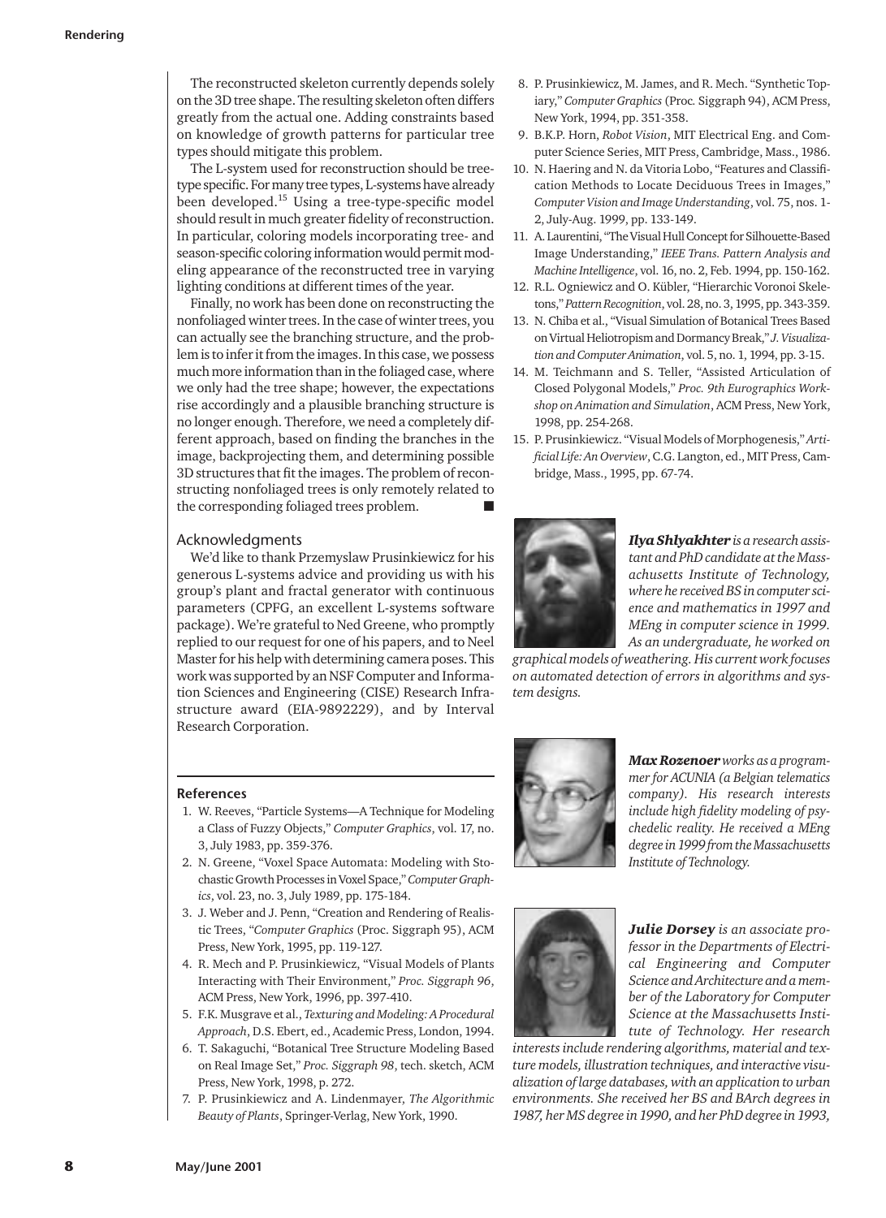The reconstructed skeleton currently depends solely on the 3D tree shape. The resulting skeleton often differs greatly from the actual one. Adding constraints based on knowledge of growth patterns for particular tree types should mitigate this problem.

The L-system used for reconstruction should be tree-type specific. For many tree types, L-systems have already been developed.[15] Using a tree-type-specific model should result in much greater fidelity of reconstruction. In particular, coloring models incorporating tree- and season-specific coloring information would permit modeling appearance of the reconstructed tree in varying lighting conditions at different times of the year.

Finally, no work has been done on reconstructing the nonfoliaged winter trees. In the case of winter trees, you can actually see the branching structure, and the problem is to infer it from the images. In this case, we possess much more information than in the foliaged case, where we only had the tree shape; however, the expectations rise accordingly and a plausible branching structure is no longer enough. Therefore, we need a completely different approach, based on finding the branches in the image, backprojecting them, and determining possible 3D structures that fit the images. The problem of reconstructing nonfoliaged trees is only remotely related to the corresponding foliaged trees problem. ■

## Acknowledgments

We'd like to thank Przemyslaw Prusinkiewicz for his generous L-systems advice and providing us with his group's plant and fractal generator with continuous parameters (CPFG, an excellent L-systems software package). We're grateful to Ned Greene, who promptly replied to our request for one of his papers, and to Neel Master for his help with determining camera poses. This work was supported by an NSF Computer and Information Sciences and Engineering (CISE) Research Infrastructure award (EIA-9892229), and by Interval Research Corporation.

## References

1. W. Reeves, "Particle Systems—A Technique for Modeling a Class of Fuzzy Objects," *Computer Graphics*, vol. 17, no. 3, July 1983, pp. 359-376.
2. N. Greene, "Voxel Space Automata: Modeling with Stochastic Growth Processes in Voxel Space," *Computer Graphics*, vol. 23, no. 3, July 1989, pp. 175-184.
3. J. Weber and J. Penn, "Creation and Rendering of Realistic Trees, "*Computer Graphics* (Proc. Siggraph 95), ACM Press, New York, 1995, pp. 119-127.
4. R. Mech and P. Prusinkiewicz, "Visual Models of Plants Interacting with Their Environment," *Proc. Siggraph 96*, ACM Press, New York, 1996, pp. 397-410.
5. F.K. Musgrave et al., *Texturing and Modeling: A Procedural Approach*, D.S. Ebert, ed., Academic Press, London, 1994.
6. T. Sakaguchi, "Botanical Tree Structure Modeling Based on Real Image Set," *Proc. Siggraph 98*, tech. sketch, ACM Press, New York, 1998, p. 272.
7. P. Prusinkiewicz and A. Lindenmayer, *The Algorithmic Beauty of Plants*, Springer-Verlag, New York, 1990.
8. P. Prusinkiewicz, M. James, and R. Mech. "Synthetic Topiary," *Computer Graphics* (Proc. Siggraph 94), ACM Press, New York, 1994, pp. 351-358.
9. B.K.P. Horn, *Robot Vision*, MIT Electrical Eng. and Computer Science Series, MIT Press, Cambridge, Mass., 1986.
10. N. Haering and N. da Vitoria Lobo, "Features and Classification Methods to Locate Deciduous Trees in Images," *Computer Vision and Image Understanding*, vol. 75, nos. 1-2, July-Aug. 1999, pp. 133-149.
11. A. Laurentini, "The Visual Hull Concept for Silhouette-Based Image Understanding," *IEEE Trans. Pattern Analysis and Machine Intelligence*, vol. 16, no. 2, Feb. 1994, pp. 150-162.
12. R.L. Ogniewicz and O. Kübler, "Hierarchic Voronoi Skeletons," *Pattern Recognition*, vol. 28, no. 3, 1995, pp. 343-359.
13. N. Chiba et al., "Visual Simulation of Botanical Trees Based on Virtual Heliotropism and Dormancy Break," *J. Visualization and Computer Animation*, vol. 5, no. 1, 1994, pp. 3-15.
14. M. Teichmann and S. Teller, "Assisted Articulation of Closed Polygonal Models," *Proc. 9th Eurographics Workshop on Animation and Simulation*, ACM Press, New York, 1998, pp. 254-268.
15. P. Prusinkiewicz. "Visual Models of Morphogenesis," *Artificial Life: An Overview*, C.G. Langton, ed., MIT Press, Cambridge, Mass., 1995, pp. 67-74.

***Ilya Shlyakhter*** *is a research assistant and PhD candidate at the Massachusetts Institute of Technology, where he received BS in computer science and mathematics in 1997 and MEng in computer science in 1999. As an undergraduate, he worked on graphical models of weathering. His current work focuses on automated detection of errors in algorithms and system designs.*

***Max Rozenoer*** *works as a programmer for ACUNIA (a Belgian telematics company). His research interests include high fidelity modeling of psychedelic reality. He received a MEng degree in 1999 from the Massachusetts Institute of Technology.*

***Julie Dorsey*** *is an associate professor in the Departments of Electrical Engineering and Computer Science and Architecture and a member of the Laboratory for Computer Science at the Massachusetts Institute of Technology. Her research interests include rendering algorithms, material and texture models, illustration techniques, and interactive visualization of large databases, with an application to urban environments. She received her BS and BArch degrees in 1987, her MS degree in 1990, and her PhD degree in 1993,*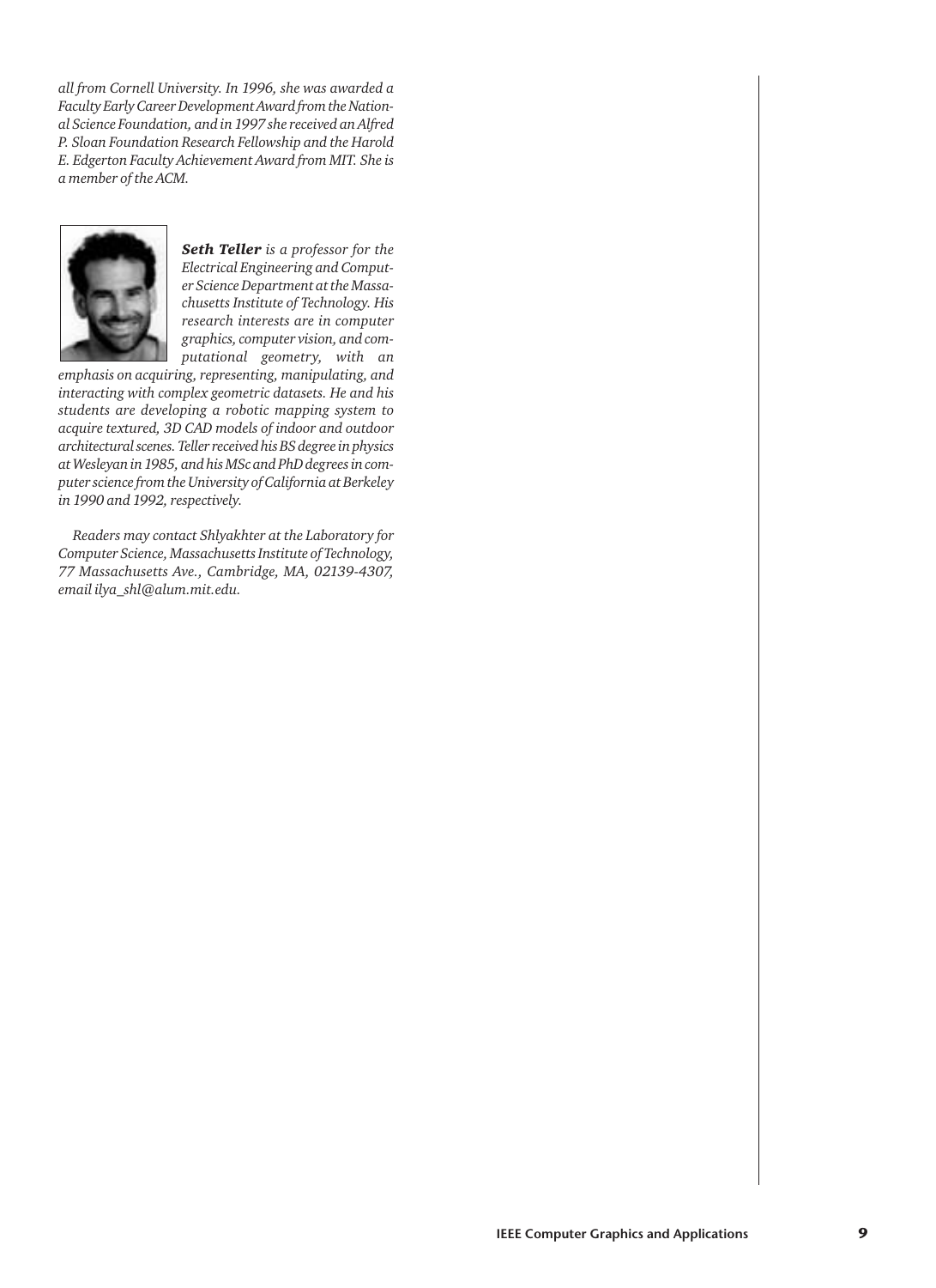*all from Cornell University. In 1996, she was awarded a Faculty Early Career Development Award from the National Science Foundation, and in 1997 she received an Alfred P. Sloan Foundation Research Fellowship and the Harold E. Edgerton Faculty Achievement Award from MIT. She is a member of the ACM.*

***Seth Teller*** *is a professor for the Electrical Engineering and Computer Science Department at the Massachusetts Institute of Technology. His research interests are in computer graphics, computer vision, and computational geometry, with an emphasis on acquiring, representing, manipulating, and interacting with complex geometric datasets. He and his students are developing a robotic mapping system to acquire textured, 3D CAD models of indoor and outdoor architectural scenes. Teller received his BS degree in physics at Wesleyan in 1985, and his MSc and PhD degrees in computer science from the University of California at Berkeley in 1990 and 1992, respectively.*

*Readers may contact Shlyakhter at the Laboratory for Computer Science, Massachusetts Institute of Technology, 77 Massachusetts Ave., Cambridge, MA, 02139-4307, email ilya_shl@alum.mit.edu.*